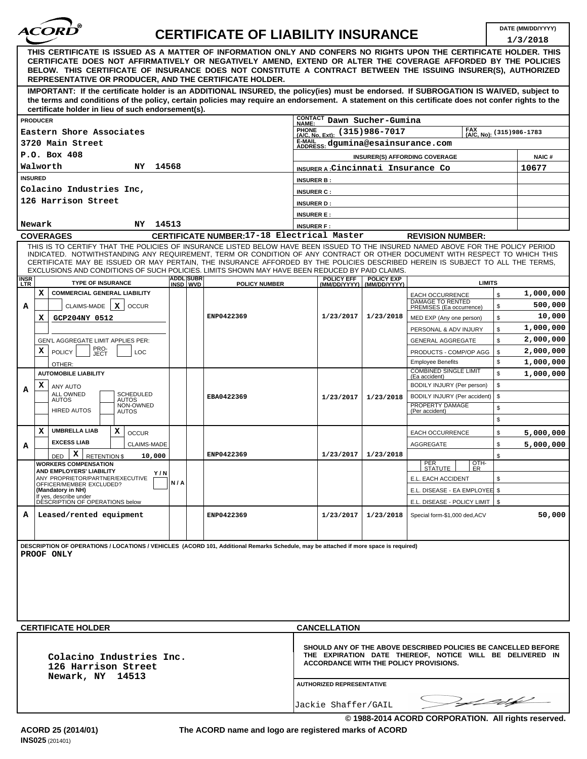# CERTIFICATE OF LIABILITY INSURANCE

**DATE (MM/DD/YYYY):** 1/3/2018

**THIS CERTIFICATE IS ISSUED AS A MATTER OF INFORMATION ONLY AND CONFERS NO RIGHTS UPON THE CERTIFICATE HOLDER. THIS CERTIFICATE DOES NOT AFFIRMATIVELY OR NEGATIVELY AMEND, EXTEND OR ALTER THE COVERAGE AFFORDED BY THE POLICIES BELOW. THIS CERTIFICATE OF INSURANCE DOES NOT CONSTITUTE A CONTRACT BETWEEN THE ISSUING INSURER(S), AUTHORIZED REPRESENTATIVE OR PRODUCER, AND THE CERTIFICATE HOLDER.**

**IMPORTANT: If the certificate holder is an ADDITIONAL INSURED, the policy(ies) must be endorsed. If SUBROGATION IS WAIVED, subject to the terms and conditions of the policy, certain policies may require an endorsement. A statement on this certificate does not confer rights to the certificate holder in lieu of such endorsement(s).**

| PRODUCER | |
|---|---|
| Eastern Shore Associates<br>3720 Main Street<br>P.O. Box 408<br>Walworth NY 14568 | CONTACT NAME: Dawn Sucher-Gumina<br>PHONE (A/C, No, Ext): (315)986-7017 FAX (A/C, No): (315)986-1783<br>E-MAIL ADDRESS: dgumina@esainsurance.com |

| INSURER(S) AFFORDING COVERAGE | NAIC # |
|---|---|
| INSURER A : Cincinnati Insurance Co | 10677 |
| INSURER B : | |
| INSURER C : | |
| INSURER D : | |
| INSURER E : | |
| INSURER F : | |

**INSURED**
Colacino Industries Inc,
126 Harrison Street
Newark NY 14513

## COVERAGES

**CERTIFICATE NUMBER:** 17-18 Electrical Master **REVISION NUMBER:**

THIS IS TO CERTIFY THAT THE POLICIES OF INSURANCE LISTED BELOW HAVE BEEN ISSUED TO THE INSURED NAMED ABOVE FOR THE POLICY PERIOD INDICATED. NOTWITHSTANDING ANY REQUIREMENT, TERM OR CONDITION OF ANY CONTRACT OR OTHER DOCUMENT WITH RESPECT TO WHICH THIS CERTIFICATE MAY BE ISSUED OR MAY PERTAIN, THE INSURANCE AFFORDED BY THE POLICIES DESCRIBED HEREIN IS SUBJECT TO ALL THE TERMS, EXCLUSIONS AND CONDITIONS OF SUCH POLICIES. LIMITS SHOWN MAY HAVE BEEN REDUCED BY PAID CLAIMS.

| INSR LTR | TYPE OF INSURANCE | ADDL INSD | SUBR WVD | POLICY NUMBER | POLICY EFF (MM/DD/YYYY) | POLICY EXP (MM/DD/YYYY) | LIMITS | |
|---|---|---|---|---|---|---|---|---|
| A | X COMMERCIAL GENERAL LIABILITY<br>CLAIMS-MADE X OCCUR<br>X GCP204NY 0512<br>GEN'L AGGREGATE LIMIT APPLIES PER: X POLICY PRO-JECT LOC<br>OTHER: | | | ENP0422369 | 1/23/2017 | 1/23/2018 | EACH OCCURRENCE | $ 1,000,000 |
| | | | | | | | DAMAGE TO RENTED PREMISES (Ea occurrence) | $ 500,000 |
| | | | | | | | MED EXP (Any one person) | $ 10,000 |
| | | | | | | | PERSONAL & ADV INJURY | $ 1,000,000 |
| | | | | | | | GENERAL AGGREGATE | $ 2,000,000 |
| | | | | | | | PRODUCTS - COMP/OP AGG | $ 2,000,000 |
| | | | | | | | Employee Benefits | $ 1,000,000 |
| A | AUTOMOBILE LIABILITY<br>X ANY AUTO<br>ALL OWNED AUTOS / SCHEDULED AUTOS<br>HIRED AUTOS / NON-OWNED AUTOS | | | EBA0422369 | 1/23/2017 | 1/23/2018 | COMBINED SINGLE LIMIT (Ea accident) | $ 1,000,000 |
| | | | | | | | BODILY INJURY (Per person) | $ |
| | | | | | | | BODILY INJURY (Per accident) | $ |
| | | | | | | | PROPERTY DAMAGE (Per accident) | $ |
| | | | | | | | | $ |
| A | X UMBRELLA LIAB X OCCUR<br>EXCESS LIAB CLAIMS-MADE<br>DED X RETENTION $ 10,000 | | | ENP0422369 | 1/23/2017 | 1/23/2018 | EACH OCCURRENCE | $ 5,000,000 |
| | | | | | | | AGGREGATE | $ 5,000,000 |
| | | | | | | | | $ |
| | WORKERS COMPENSATION AND EMPLOYERS' LIABILITY Y/N<br>ANY PROPRIETOR/PARTNER/EXECUTIVE OFFICER/MEMBER EXCLUDED? (Mandatory in NH)<br>If yes, describe under DESCRIPTION OF OPERATIONS below | N/A | | | | | PER STATUTE / OTH-ER | |
| | | | | | | | E.L. EACH ACCIDENT | $ |
| | | | | | | | E.L. DISEASE - EA EMPLOYEE | $ |
| | | | | | | | E.L. DISEASE - POLICY LIMIT | $ |
| A | Leased/rented equipment | | | ENP0422369 | 1/23/2017 | 1/23/2018 | Special form-$1,000 ded,ACV | 50,000 |

**DESCRIPTION OF OPERATIONS / LOCATIONS / VEHICLES (ACORD 101, Additional Remarks Schedule, may be attached if more space is required)**

PROOF ONLY

| CERTIFICATE HOLDER | CANCELLATION |
|---|---|
| Colacino Industries Inc.<br>126 Harrison Street<br>Newark, NY 14513 | SHOULD ANY OF THE ABOVE DESCRIBED POLICIES BE CANCELLED BEFORE THE EXPIRATION DATE THEREOF, NOTICE WILL BE DELIVERED IN ACCORDANCE WITH THE POLICY PROVISIONS.<br><br>AUTHORIZED REPRESENTATIVE<br>Jackie Shaffer/GAIL |

© 1988-2014 ACORD CORPORATION. All rights reserved.

ACORD 25 (2014/01) The ACORD name and logo are registered marks of ACORD

INS025 (201401)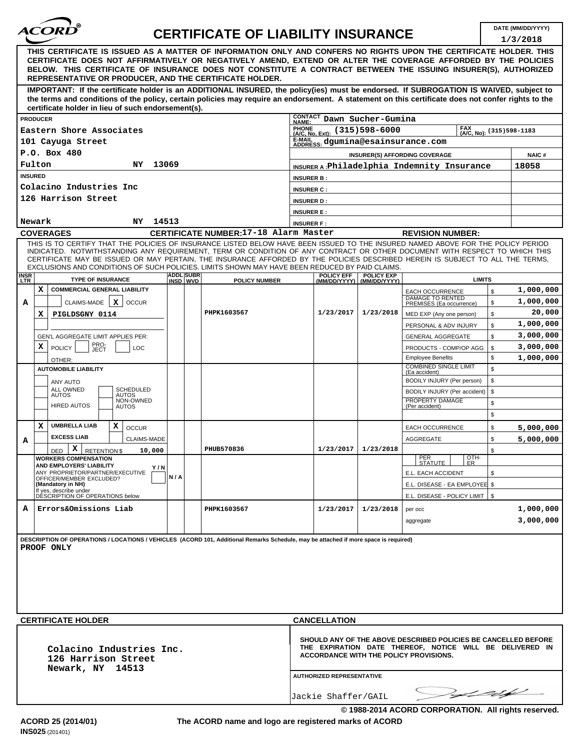# CERTIFICATE OF LIABILITY INSURANCE

**DATE (MM/DD/YYYY):** 1/3/2018

**THIS CERTIFICATE IS ISSUED AS A MATTER OF INFORMATION ONLY AND CONFERS NO RIGHTS UPON THE CERTIFICATE HOLDER. THIS CERTIFICATE DOES NOT AFFIRMATIVELY OR NEGATIVELY AMEND, EXTEND OR ALTER THE COVERAGE AFFORDED BY THE POLICIES BELOW. THIS CERTIFICATE OF INSURANCE DOES NOT CONSTITUTE A CONTRACT BETWEEN THE ISSUING INSURER(S), AUTHORIZED REPRESENTATIVE OR PRODUCER, AND THE CERTIFICATE HOLDER.**

**IMPORTANT: If the certificate holder is an ADDITIONAL INSURED, the policy(ies) must be endorsed. If SUBROGATION IS WAIVED, subject to the terms and conditions of the policy, certain policies may require an endorsement. A statement on this certificate does not confer rights to the certificate holder in lieu of such endorsement(s).**

| | |
|---|---|
| **PRODUCER**<br>Eastern Shore Associates<br>101 Cayuga Street<br>P.O. Box 480<br>Fulton NY 13069 | **CONTACT NAME:** Dawn Sucher-Gumina<br>**PHONE (A/C, No, Ext):** (315)598-6000 **FAX (A/C, No):** (315)598-1183<br>**E-MAIL ADDRESS:** dgumina@esainsurance.com |
| **INSURED**<br>Colacino Industries Inc<br>126 Harrison Street<br>Newark NY 14513 | **INSURER(S) AFFORDING COVERAGE** — **NAIC #**<br>INSURER A: Philadelphia Indemnity Insurance — 18058<br>INSURER B:<br>INSURER C:<br>INSURER D:<br>INSURER E:<br>INSURER F: |

**COVERAGES** **CERTIFICATE NUMBER:** 17-18 Alarm Master **REVISION NUMBER:**

THIS IS TO CERTIFY THAT THE POLICIES OF INSURANCE LISTED BELOW HAVE BEEN ISSUED TO THE INSURED NAMED ABOVE FOR THE POLICY PERIOD INDICATED. NOTWITHSTANDING ANY REQUIREMENT, TERM OR CONDITION OF ANY CONTRACT OR OTHER DOCUMENT WITH RESPECT TO WHICH THIS CERTIFICATE MAY BE ISSUED OR MAY PERTAIN, THE INSURANCE AFFORDED BY THE POLICIES DESCRIBED HEREIN IS SUBJECT TO ALL THE TERMS, EXCLUSIONS AND CONDITIONS OF SUCH POLICIES. LIMITS SHOWN MAY HAVE BEEN REDUCED BY PAID CLAIMS.

| INSR LTR | TYPE OF INSURANCE | ADDL INSD | SUBR WVD | POLICY NUMBER | POLICY EFF (MM/DD/YYYY) | POLICY EXP (MM/DD/YYYY) | LIMITS | |
|---|---|---|---|---|---|---|---|---|
| A | X COMMERCIAL GENERAL LIABILITY<br>CLAIMS-MADE [X] OCCUR<br>X PIGLDSGNY 0114<br>GEN'L AGGREGATE LIMIT APPLIES PER: X POLICY PRO-JECT LOC<br>OTHER: | | | PHPK1603567 | 1/23/2017 | 1/23/2018 | EACH OCCURRENCE | $ 1,000,000 |
| | | | | | | | DAMAGE TO RENTED PREMISES (Ea occurrence) | $ 1,000,000 |
| | | | | | | | MED EXP (Any one person) | $ 20,000 |
| | | | | | | | PERSONAL & ADV INJURY | $ 1,000,000 |
| | | | | | | | GENERAL AGGREGATE | $ 3,000,000 |
| | | | | | | | PRODUCTS - COMP/OP AGG | $ 3,000,000 |
| | | | | | | | Employee Benefits | $ 1,000,000 |
| | AUTOMOBILE LIABILITY<br>ANY AUTO<br>ALL OWNED AUTOS / SCHEDULED AUTOS<br>HIRED AUTOS / NON-OWNED AUTOS | | | | | | COMBINED SINGLE LIMIT (Ea accident) | $ |
| | | | | | | | BODILY INJURY (Per person) | $ |
| | | | | | | | BODILY INJURY (Per accident) | $ |
| | | | | | | | PROPERTY DAMAGE (Per accident) | $ |
| | | | | | | | | $ |
| A | X UMBRELLA LIAB X OCCUR<br>EXCESS LIAB CLAIMS-MADE<br>DED X RETENTION $ 10,000 | | | PHUB570836 | 1/23/2017 | 1/23/2018 | EACH OCCURRENCE | $ 5,000,000 |
| | | | | | | | AGGREGATE | $ 5,000,000 |
| | | | | | | | | $ |
| | WORKERS COMPENSATION AND EMPLOYERS' LIABILITY Y/N<br>ANY PROPRIETOR/PARTNER/EXECUTIVE OFFICER/MEMBER EXCLUDED? (Mandatory in NH)<br>If yes, describe under DESCRIPTION OF OPERATIONS below | N/A | | | | | PER STATUTE / OTH-ER | |
| | | | | | | | E.L. EACH ACCIDENT | $ |
| | | | | | | | E.L. DISEASE - EA EMPLOYEE | $ |
| | | | | | | | E.L. DISEASE - POLICY LIMIT | $ |
| A | Errors&Omissions Liab | | | PHPK1603567 | 1/23/2017 | 1/23/2018 | per occ | 1,000,000 |
| | | | | | | | aggregate | 3,000,000 |

**DESCRIPTION OF OPERATIONS / LOCATIONS / VEHICLES (ACORD 101, Additional Remarks Schedule, may be attached if more space is required)**

PROOF ONLY

| CERTIFICATE HOLDER | CANCELLATION |
|---|---|
| Colacino Industries Inc.<br>126 Harrison Street<br>Newark, NY 14513 | SHOULD ANY OF THE ABOVE DESCRIBED POLICIES BE CANCELLED BEFORE THE EXPIRATION DATE THEREOF, NOTICE WILL BE DELIVERED IN ACCORDANCE WITH THE POLICY PROVISIONS.<br><br>AUTHORIZED REPRESENTATIVE<br>Jackie Shaffer/GAIL |

© 1988-2014 ACORD CORPORATION. All rights reserved.

ACORD 25 (2014/01) The ACORD name and logo are registered marks of ACORD

INS025 (201401)